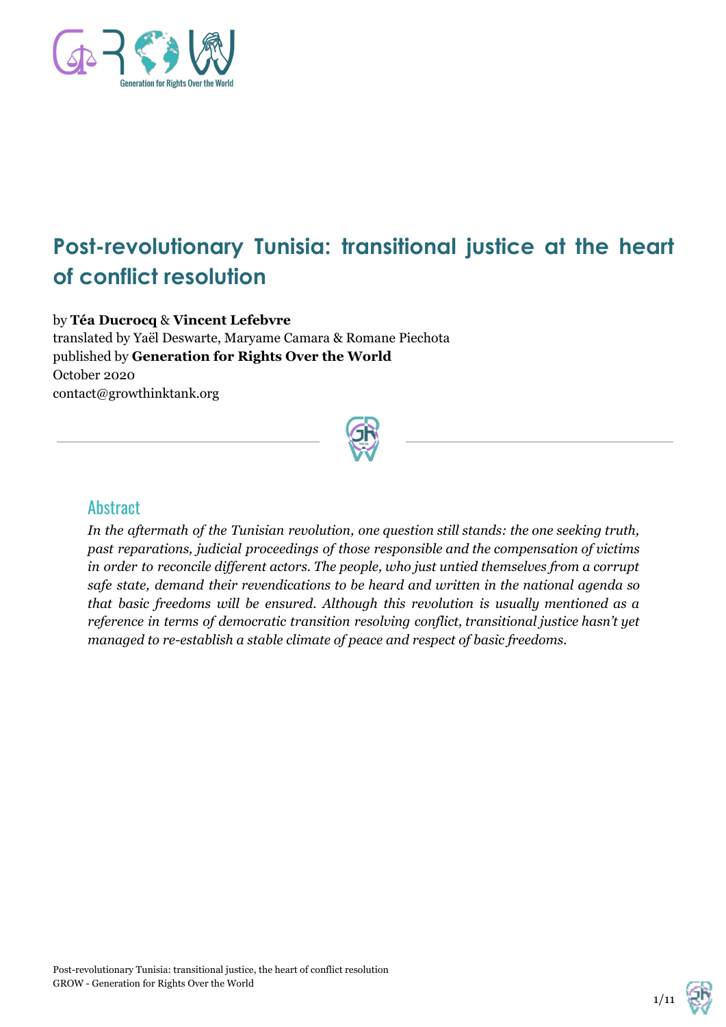# Post-revolutionary Tunisia: transitional justice at the heart of conflict resolution

by **Téa Ducrocq** & **Vincent Lefebvre**
translated by Yaël Deswarte, Maryame Camara & Romane Piechota
published by **Generation for Rights Over the World**
October 2020
contact@growthinktank.org

## Abstract

*In the aftermath of the Tunisian revolution, one question still stands: the one seeking truth, past reparations, judicial proceedings of those responsible and the compensation of victims in order to reconcile different actors. The people, who just untied themselves from a corrupt safe state, demand their revendications to be heard and written in the national agenda so that basic freedoms will be ensured. Although this revolution is usually mentioned as a reference in terms of democratic transition resolving conflict, transitional justice hasn't yet managed to re-establish a stable climate of peace and respect of basic freedoms.*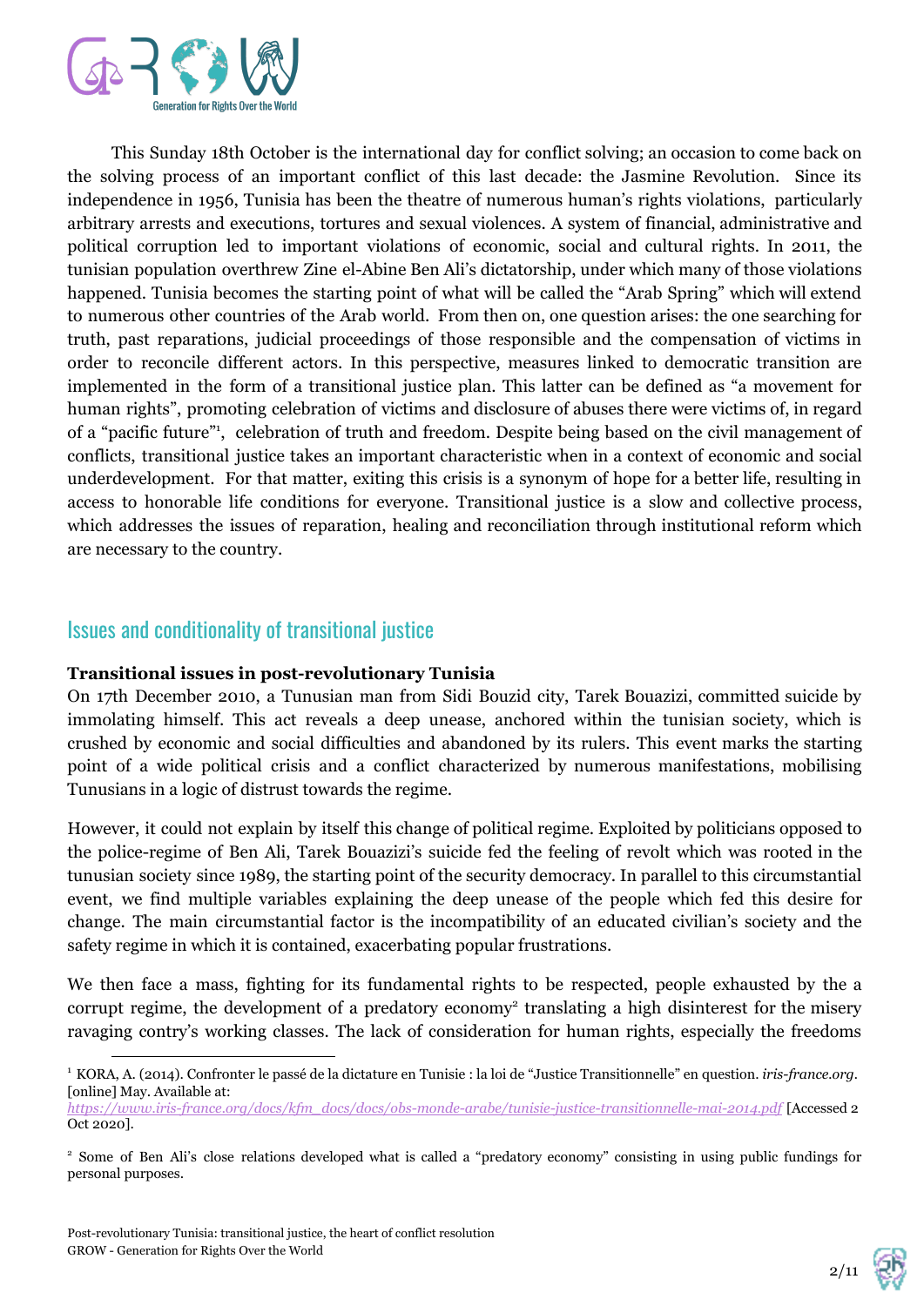This Sunday 18th October is the international day for conflict solving; an occasion to come back on the solving process of an important conflict of this last decade: the Jasmine Revolution. Since its independence in 1956, Tunisia has been the theatre of numerous human's rights violations, particularly arbitrary arrests and executions, tortures and sexual violences. A system of financial, administrative and political corruption led to important violations of economic, social and cultural rights. In 2011, the tunisian population overthrew Zine el-Abine Ben Ali's dictatorship, under which many of those violations happened. Tunisia becomes the starting point of what will be called the "Arab Spring" which will extend to numerous other countries of the Arab world. From then on, one question arises: the one searching for truth, past reparations, judicial proceedings of those responsible and the compensation of victims in order to reconcile different actors. In this perspective, measures linked to democratic transition are implemented in the form of a transitional justice plan. This latter can be defined as "a movement for human rights", promoting celebration of victims and disclosure of abuses there were victims of, in regard of a "pacific future"[1], celebration of truth and freedom. Despite being based on the civil management of conflicts, transitional justice takes an important characteristic when in a context of economic and social underdevelopment. For that matter, exiting this crisis is a synonym of hope for a better life, resulting in access to honorable life conditions for everyone. Transitional justice is a slow and collective process, which addresses the issues of reparation, healing and reconciliation through institutional reform which are necessary to the country.

## Issues and conditionality of transitional justice

**Transitional issues in post-revolutionary Tunisia**

On 17th December 2010, a Tunusian man from Sidi Bouzid city, Tarek Bouazizi, committed suicide by immolating himself. This act reveals a deep unease, anchored within the tunisian society, which is crushed by economic and social difficulties and abandoned by its rulers. This event marks the starting point of a wide political crisis and a conflict characterized by numerous manifestations, mobilising Tunusians in a logic of distrust towards the regime.

However, it could not explain by itself this change of political regime. Exploited by politicians opposed to the police-regime of Ben Ali, Tarek Bouazizi's suicide fed the feeling of revolt which was rooted in the tunisian society since 1989, the starting point of the security democracy. In parallel to this circumstantial event, we find multiple variables explaining the deep unease of the people which fed this desire for change. The main circumstantial factor is the incompatibility of an educated civilian's society and the safety regime in which it is contained, exacerbating popular frustrations.

We then face a mass, fighting for its fundamental rights to be respected, people exhausted by the a corrupt regime, the development of a predatory economy[2] translating a high disinterest for the misery ravaging contry's working classes. The lack of consideration for human rights, especially the freedoms

---

[1] KORA, A. (2014). Confronter le passé de la dictature en Tunisie : la loi de "Justice Transitionnelle" en question. *iris-france.org*. [online] May. Available at: *https://www.iris-france.org/docs/kfm_docs/docs/obs-monde-arabe/tunisie-justice-transitionnelle-mai-2014.pdf* [Accessed 2 Oct 2020].

[2] Some of Ben Ali's close relations developed what is called a "predatory economy" consisting in using public fundings for personal purposes.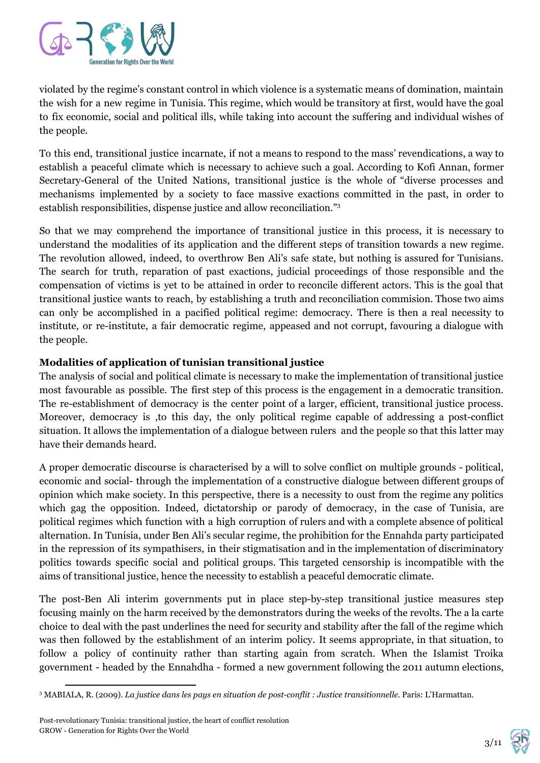violated by the regime's constant control in which violence is a systematic means of domination, maintain the wish for a new regime in Tunisia. This regime, which would be transitory at first, would have the goal to fix economic, social and political ills, while taking into account the suffering and individual wishes of the people.

To this end, transitional justice incarnate, if not a means to respond to the mass' revendications, a way to establish a peaceful climate which is necessary to achieve such a goal. According to Kofi Annan, former Secretary-General of the United Nations, transitional justice is the whole of "diverse processes and mechanisms implemented by a society to face massive exactions committed in the past, in order to establish responsibilities, dispense justice and allow reconciliation."[3]

So that we may comprehend the importance of transitional justice in this process, it is necessary to understand the modalities of its application and the different steps of transition towards a new regime. The revolution allowed, indeed, to overthrow Ben Ali's safe state, but nothing is assured for Tunisians. The search for truth, reparation of past exactions, judicial proceedings of those responsible and the compensation of victims is yet to be attained in order to reconcile different actors. This is the goal that transitional justice wants to reach, by establishing a truth and reconciliation commision. Those two aims can only be accomplished in a pacified political regime: democracy. There is then a real necessity to institute, or re-institute, a fair democratic regime, appeased and not corrupt, favouring a dialogue with the people.

**Modalities of application of tunisian transitional justice**

The analysis of social and political climate is necessary to make the implementation of transitional justice most favourable as possible. The first step of this process is the engagement in a democratic transition. The re-establishment of democracy is the center point of a larger, efficient, transitional justice process. Moreover, democracy is ,to this day, the only political regime capable of addressing a post-conflict situation. It allows the implementation of a dialogue between rulers and the people so that this latter may have their demands heard.

A proper democratic discourse is characterised by a will to solve conflict on multiple grounds - political, economic and social- through the implementation of a constructive dialogue between different groups of opinion which make society. In this perspective, there is a necessity to oust from the regime any politics which gag the opposition. Indeed, dictatorship or parody of democracy, in the case of Tunisia, are political regimes which function with a high corruption of rulers and with a complete absence of political alternation. In Tunisia, under Ben Ali's secular regime, the prohibition for the Ennahda party participated in the repression of its sympathisers, in their stigmatisation and in the implementation of discriminatory politics towards specific social and political groups. This targeted censorship is incompatible with the aims of transitional justice, hence the necessity to establish a peaceful democratic climate.

The post-Ben Ali interim governments put in place step-by-step transitional justice measures step focusing mainly on the harm received by the demonstrators during the weeks of the revolts. The a la carte choice to deal with the past underlines the need for security and stability after the fall of the regime which was then followed by the establishment of an interim policy. It seems appropriate, in that situation, to follow a policy of continuity rather than starting again from scratch. When the Islamist Troika government - headed by the Ennahdha - formed a new government following the 2011 autumn elections,

[3] MABIALA, R. (2009). *La justice dans les pays en situation de post-conflit : Justice transitionnelle*. Paris: L'Harmattan.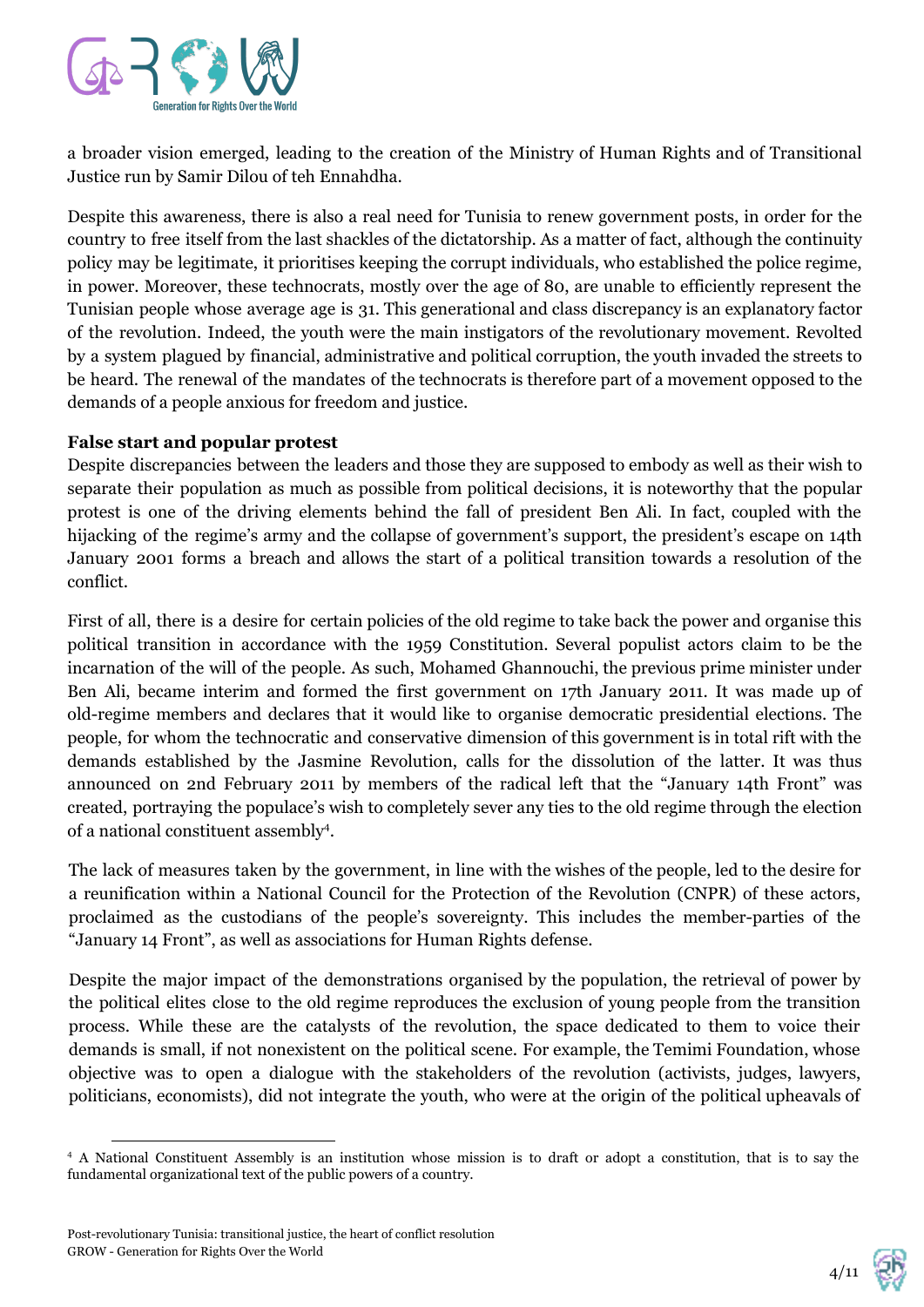a broader vision emerged, leading to the creation of the Ministry of Human Rights and of Transitional Justice run by Samir Dilou of teh Ennahdha.

Despite this awareness, there is also a real need for Tunisia to renew government posts, in order for the country to free itself from the last shackles of the dictatorship. As a matter of fact, although the continuity policy may be legitimate, it prioritises keeping the corrupt individuals, who established the police regime, in power. Moreover, these technocrats, mostly over the age of 80, are unable to efficiently represent the Tunisian people whose average age is 31. This generational and class discrepancy is an explanatory factor of the revolution. Indeed, the youth were the main instigators of the revolutionary movement. Revolted by a system plagued by financial, administrative and political corruption, the youth invaded the streets to be heard. The renewal of the mandates of the technocrats is therefore part of a movement opposed to the demands of a people anxious for freedom and justice.

**False start and popular protest**

Despite discrepancies between the leaders and those they are supposed to embody as well as their wish to separate their population as much as possible from political decisions, it is noteworthy that the popular protest is one of the driving elements behind the fall of president Ben Ali. In fact, coupled with the hijacking of the regime's army and the collapse of government's support, the president's escape on 14th January 2001 forms a breach and allows the start of a political transition towards a resolution of the conflict.

First of all, there is a desire for certain policies of the old regime to take back the power and organise this political transition in accordance with the 1959 Constitution. Several populist actors claim to be the incarnation of the will of the people. As such, Mohamed Ghannouchi, the previous prime minister under Ben Ali, became interim and formed the first government on 17th January 2011. It was made up of old-regime members and declares that it would like to organise democratic presidential elections. The people, for whom the technocratic and conservative dimension of this government is in total rift with the demands established by the Jasmine Revolution, calls for the dissolution of the latter. It was thus announced on 2nd February 2011 by members of the radical left that the "January 14th Front" was created, portraying the populace's wish to completely sever any ties to the old regime through the election of a national constituent assembly[4].

The lack of measures taken by the government, in line with the wishes of the people, led to the desire for a reunification within a National Council for the Protection of the Revolution (CNPR) of these actors, proclaimed as the custodians of the people's sovereignty. This includes the member-parties of the "January 14 Front", as well as associations for Human Rights defense.

Despite the major impact of the demonstrations organised by the population, the retrieval of power by the political elites close to the old regime reproduces the exclusion of young people from the transition process. While these are the catalysts of the revolution, the space dedicated to them to voice their demands is small, if not nonexistent on the political scene. For example, the Temimi Foundation, whose objective was to open a dialogue with the stakeholders of the revolution (activists, judges, lawyers, politicians, economists), did not integrate the youth, who were at the origin of the political upheavals of

---

[4] A National Constituent Assembly is an institution whose mission is to draft or adopt a constitution, that is to say the fundamental organizational text of the public powers of a country.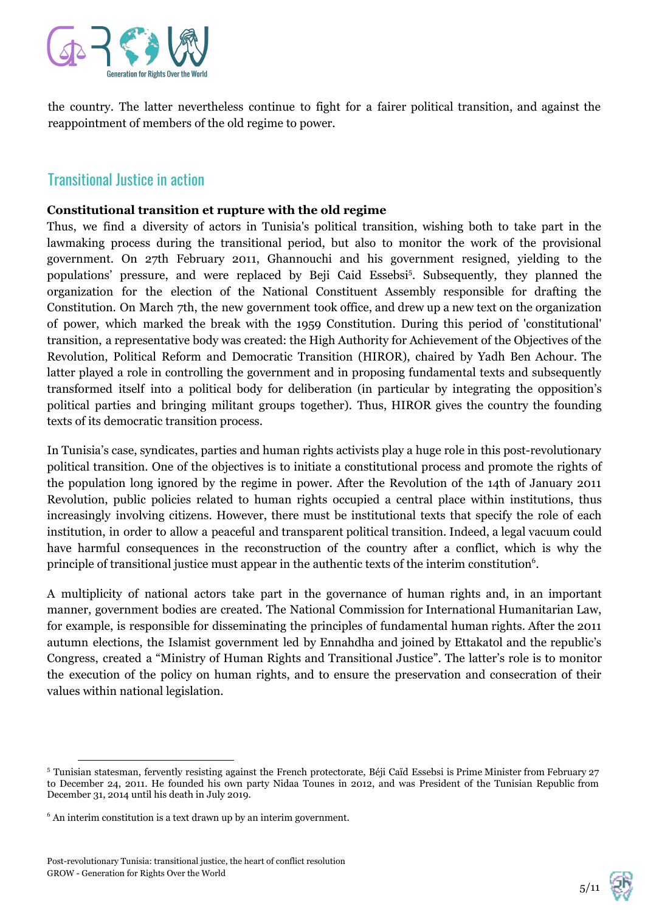the country. The latter nevertheless continue to fight for a fairer political transition, and against the reappointment of members of the old regime to power.

## Transitional Justice in action

**Constitutional transition et rupture with the old regime**

Thus, we find a diversity of actors in Tunisia's political transition, wishing both to take part in the lawmaking process during the transitional period, but also to monitor the work of the provisional government. On 27th February 2011, Ghannouchi and his government resigned, yielding to the populations' pressure, and were replaced by Beji Caid Essebsi[5]. Subsequently, they planned the organization for the election of the National Constituent Assembly responsible for drafting the Constitution. On March 7th, the new government took office, and drew up a new text on the organization of power, which marked the break with the 1959 Constitution. During this period of 'constitutional' transition, a representative body was created: the High Authority for Achievement of the Objectives of the Revolution, Political Reform and Democratic Transition (HIROR), chaired by Yadh Ben Achour. The latter played a role in controlling the government and in proposing fundamental texts and subsequently transformed itself into a political body for deliberation (in particular by integrating the opposition's political parties and bringing militant groups together). Thus, HIROR gives the country the founding texts of its democratic transition process.

In Tunisia's case, syndicates, parties and human rights activists play a huge role in this post-revolutionary political transition. One of the objectives is to initiate a constitutional process and promote the rights of the population long ignored by the regime in power. After the Revolution of the 14th of January 2011 Revolution, public policies related to human rights occupied a central place within institutions, thus increasingly involving citizens. However, there must be institutional texts that specify the role of each institution, in order to allow a peaceful and transparent political transition. Indeed, a legal vacuum could have harmful consequences in the reconstruction of the country after a conflict, which is why the principle of transitional justice must appear in the authentic texts of the interim constitution[6].

A multiplicity of national actors take part in the governance of human rights and, in an important manner, government bodies are created. The National Commission for International Humanitarian Law, for example, is responsible for disseminating the principles of fundamental human rights. After the 2011 autumn elections, the Islamist government led by Ennahdha and joined by Ettakatol and the republic's Congress, created a "Ministry of Human Rights and Transitional Justice". The latter's role is to monitor the execution of the policy on human rights, and to ensure the preservation and consecration of their values within national legislation.

---

[5] Tunisian statesman, fervently resisting against the French protectorate, Béji Caïd Essebsi is Prime Minister from February 27 to December 24, 2011. He founded his own party Nidaa Tounes in 2012, and was President of the Tunisian Republic from December 31, 2014 until his death in July 2019.

[6] An interim constitution is a text drawn up by an interim government.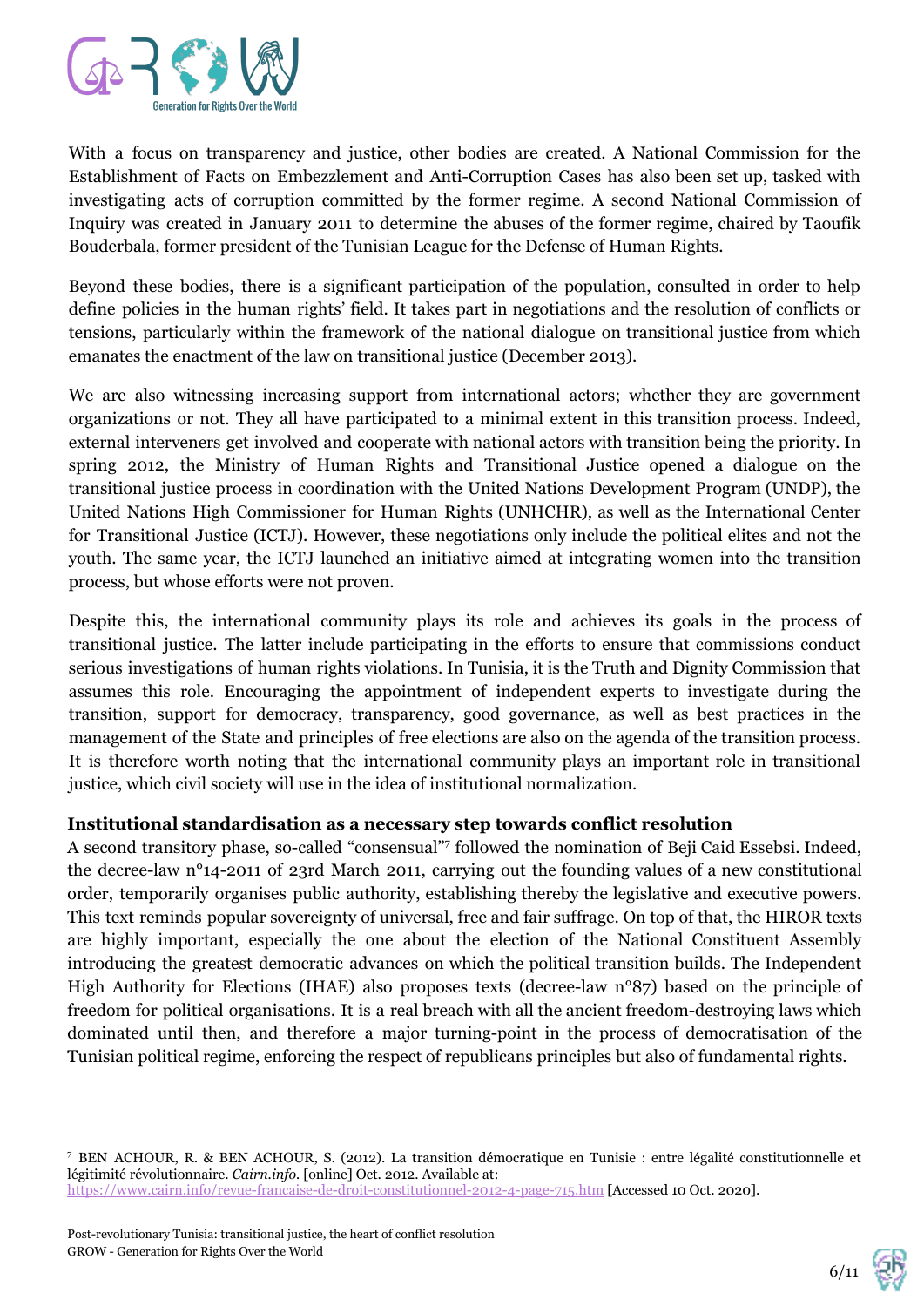With a focus on transparency and justice, other bodies are created. A National Commission for the Establishment of Facts on Embezzlement and Anti-Corruption Cases has also been set up, tasked with investigating acts of corruption committed by the former regime. A second National Commission of Inquiry was created in January 2011 to determine the abuses of the former regime, chaired by Taoufik Bouderbala, former president of the Tunisian League for the Defense of Human Rights.

Beyond these bodies, there is a significant participation of the population, consulted in order to help define policies in the human rights' field. It takes part in negotiations and the resolution of conflicts or tensions, particularly within the framework of the national dialogue on transitional justice from which emanates the enactment of the law on transitional justice (December 2013).

We are also witnessing increasing support from international actors; whether they are government organizations or not. They all have participated to a minimal extent in this transition process. Indeed, external interveners get involved and cooperate with national actors with transition being the priority. In spring 2012, the Ministry of Human Rights and Transitional Justice opened a dialogue on the transitional justice process in coordination with the United Nations Development Program (UNDP), the United Nations High Commissioner for Human Rights (UNHCHR), as well as the International Center for Transitional Justice (ICTJ). However, these negotiations only include the political elites and not the youth. The same year, the ICTJ launched an initiative aimed at integrating women into the transition process, but whose efforts were not proven.

Despite this, the international community plays its role and achieves its goals in the process of transitional justice. The latter include participating in the efforts to ensure that commissions conduct serious investigations of human rights violations. In Tunisia, it is the Truth and Dignity Commission that assumes this role. Encouraging the appointment of independent experts to investigate during the transition, support for democracy, transparency, good governance, as well as best practices in the management of the State and principles of free elections are also on the agenda of the transition process. It is therefore worth noting that the international community plays an important role in transitional justice, which civil society will use in the idea of institutional normalization.

**Institutional standardisation as a necessary step towards conflict resolution**

A second transitory phase, so-called "consensual"[7] followed the nomination of Beji Caid Essebsi. Indeed, the decree-law n°14-2011 of 23rd March 2011, carrying out the founding values of a new constitutional order, temporarily organises public authority, establishing thereby the legislative and executive powers. This text reminds popular sovereignty of universal, free and fair suffrage. On top of that, the HIROR texts are highly important, especially the one about the election of the National Constituent Assembly introducing the greatest democratic advances on which the political transition builds. The Independent High Authority for Elections (IHAE) also proposes texts (decree-law n°87) based on the principle of freedom for political organisations. It is a real breach with all the ancient freedom-destroying laws which dominated until then, and therefore a major turning-point in the process of democratisation of the Tunisian political regime, enforcing the respect of republicans principles but also of fundamental rights.

---

[7] BEN ACHOUR, R. & BEN ACHOUR, S. (2012). La transition démocratique en Tunisie : entre légalité constitutionnelle et légitimité révolutionnaire. *Cairn.info*. [online] Oct. 2012. Available at: https://www.cairn.info/revue-francaise-de-droit-constitutionnel-2012-4-page-715.htm [Accessed 10 Oct. 2020].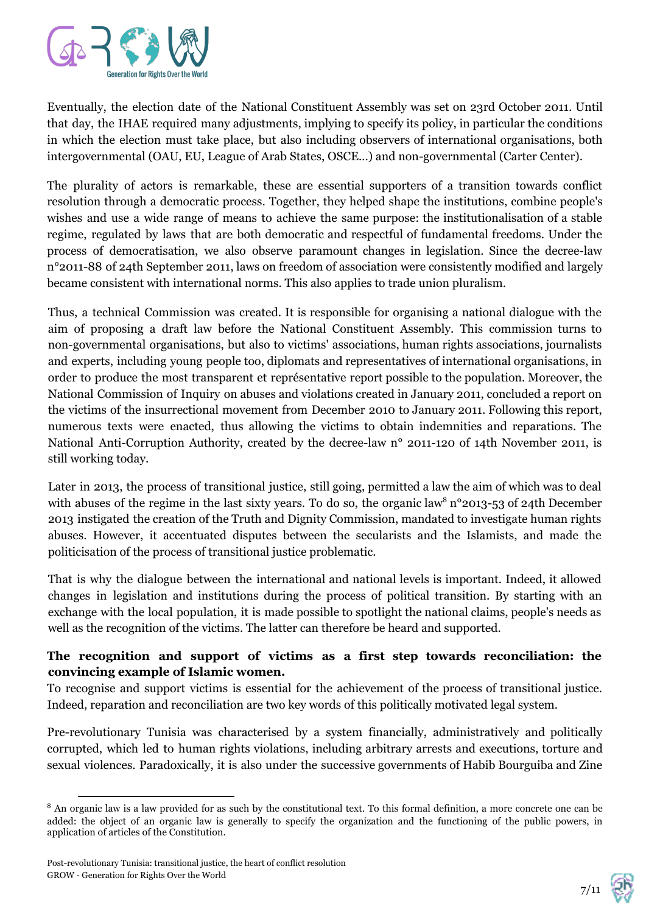Eventually, the election date of the National Constituent Assembly was set on 23rd October 2011. Until that day, the IHAE required many adjustments, implying to specify its policy, in particular the conditions in which the election must take place, but also including observers of international organisations, both intergovernmental (OAU, EU, League of Arab States, OSCE...) and non-governmental (Carter Center).

The plurality of actors is remarkable, these are essential supporters of a transition towards conflict resolution through a democratic process. Together, they helped shape the institutions, combine people's wishes and use a wide range of means to achieve the same purpose: the institutionalisation of a stable regime, regulated by laws that are both democratic and respectful of fundamental freedoms. Under the process of democratisation, we also observe paramount changes in legislation. Since the decree-law n°2011-88 of 24th September 2011, laws on freedom of association were consistently modified and largely became consistent with international norms. This also applies to trade union pluralism.

Thus, a technical Commission was created. It is responsible for organising a national dialogue with the aim of proposing a draft law before the National Constituent Assembly. This commission turns to non-governmental organisations, but also to victims' associations, human rights associations, journalists and experts, including young people too, diplomats and representatives of international organisations, in order to produce the most transparent et représentative report possible to the population. Moreover, the National Commission of Inquiry on abuses and violations created in January 2011, concluded a report on the victims of the insurrectional movement from December 2010 to January 2011. Following this report, numerous texts were enacted, thus allowing the victims to obtain indemnities and reparations. The National Anti-Corruption Authority, created by the decree-law n° 2011-120 of 14th November 2011, is still working today.

Later in 2013, the process of transitional justice, still going, permitted a law the aim of which was to deal with abuses of the regime in the last sixty years. To do so, the organic law[8] n°2013-53 of 24th December 2013 instigated the creation of the Truth and Dignity Commission, mandated to investigate human rights abuses. However, it accentuated disputes between the secularists and the Islamists, and made the politicisation of the process of transitional justice problematic.

That is why the dialogue between the international and national levels is important. Indeed, it allowed changes in legislation and institutions during the process of political transition. By starting with an exchange with the local population, it is made possible to spotlight the national claims, people's needs as well as the recognition of the victims. The latter can therefore be heard and supported.

**The recognition and support of victims as a first step towards reconciliation: the convincing example of Islamic women.**

To recognise and support victims is essential for the achievement of the process of transitional justice. Indeed, reparation and reconciliation are two key words of this politically motivated legal system.

Pre-revolutionary Tunisia was characterised by a system financially, administratively and politically corrupted, which led to human rights violations, including arbitrary arrests and executions, torture and sexual violences. Paradoxically, it is also under the successive governments of Habib Bourguiba and Zine

---

[8] An organic law is a law provided for as such by the constitutional text. To this formal definition, a more concrete one can be added: the object of an organic law is generally to specify the organization and the functioning of the public powers, in application of articles of the Constitution.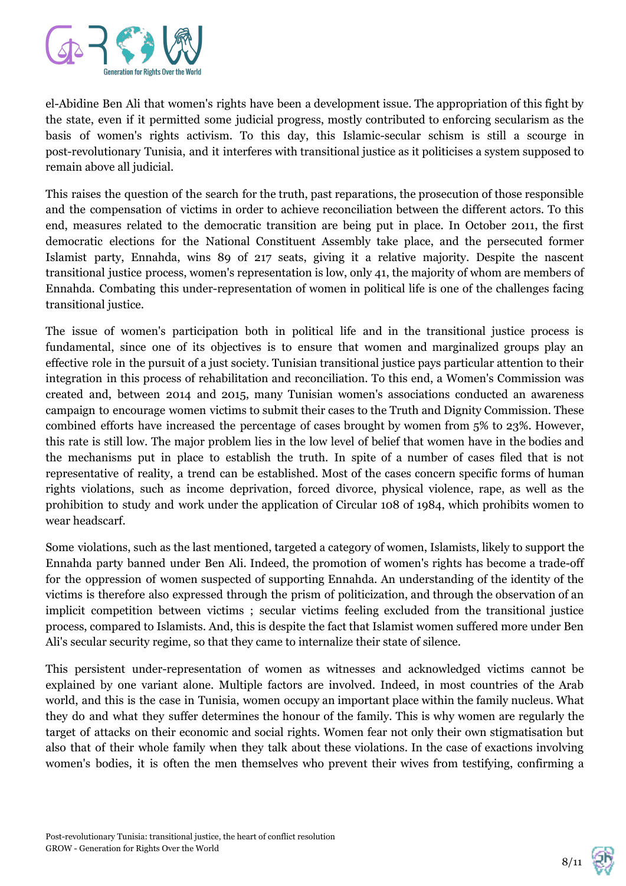el-Abidine Ben Ali that women's rights have been a development issue. The appropriation of this fight by the state, even if it permitted some judicial progress, mostly contributed to enforcing secularism as the basis of women's rights activism. To this day, this Islamic-secular schism is still a scourge in post-revolutionary Tunisia, and it interferes with transitional justice as it politicises a system supposed to remain above all judicial.

This raises the question of the search for the truth, past reparations, the prosecution of those responsible and the compensation of victims in order to achieve reconciliation between the different actors. To this end, measures related to the democratic transition are being put in place. In October 2011, the first democratic elections for the National Constituent Assembly take place, and the persecuted former Islamist party, Ennahda, wins 89 of 217 seats, giving it a relative majority. Despite the nascent transitional justice process, women's representation is low, only 41, the majority of whom are members of Ennahda. Combating this under-representation of women in political life is one of the challenges facing transitional justice.

The issue of women's participation both in political life and in the transitional justice process is fundamental, since one of its objectives is to ensure that women and marginalized groups play an effective role in the pursuit of a just society. Tunisian transitional justice pays particular attention to their integration in this process of rehabilitation and reconciliation. To this end, a Women's Commission was created and, between 2014 and 2015, many Tunisian women's associations conducted an awareness campaign to encourage women victims to submit their cases to the Truth and Dignity Commission. These combined efforts have increased the percentage of cases brought by women from 5% to 23%. However, this rate is still low. The major problem lies in the low level of belief that women have in the bodies and the mechanisms put in place to establish the truth. In spite of a number of cases filed that is not representative of reality, a trend can be established. Most of the cases concern specific forms of human rights violations, such as income deprivation, forced divorce, physical violence, rape, as well as the prohibition to study and work under the application of Circular 108 of 1984, which prohibits women to wear headscarf.

Some violations, such as the last mentioned, targeted a category of women, Islamists, likely to support the Ennahda party banned under Ben Ali. Indeed, the promotion of women's rights has become a trade-off for the oppression of women suspected of supporting Ennahda. An understanding of the identity of the victims is therefore also expressed through the prism of politicization, and through the observation of an implicit competition between victims ; secular victims feeling excluded from the transitional justice process, compared to Islamists. And, this is despite the fact that Islamist women suffered more under Ben Ali's secular security regime, so that they came to internalize their state of silence.

This persistent under-representation of women as witnesses and acknowledged victims cannot be explained by one variant alone. Multiple factors are involved. Indeed, in most countries of the Arab world, and this is the case in Tunisia, women occupy an important place within the family nucleus. What they do and what they suffer determines the honour of the family. This is why women are regularly the target of attacks on their economic and social rights. Women fear not only their own stigmatisation but also that of their whole family when they talk about these violations. In the case of exactions involving women's bodies, it is often the men themselves who prevent their wives from testifying, confirming a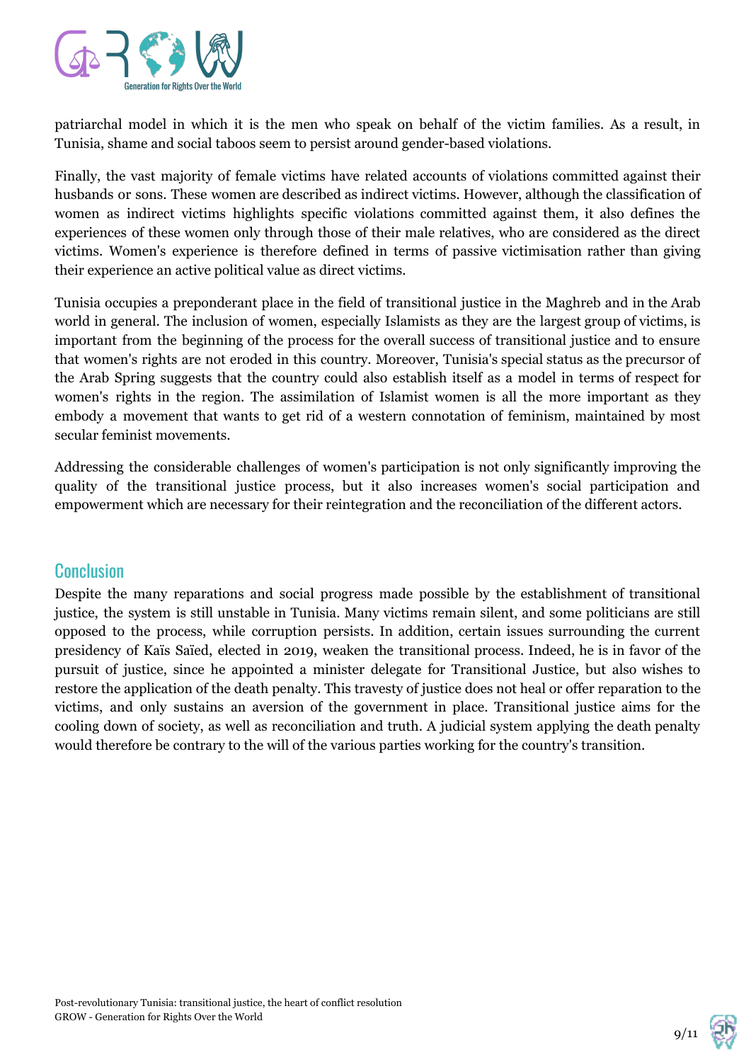patriarchal model in which it is the men who speak on behalf of the victim families. As a result, in Tunisia, shame and social taboos seem to persist around gender-based violations.

Finally, the vast majority of female victims have related accounts of violations committed against their husbands or sons. These women are described as indirect victims. However, although the classification of women as indirect victims highlights specific violations committed against them, it also defines the experiences of these women only through those of their male relatives, who are considered as the direct victims. Women's experience is therefore defined in terms of passive victimisation rather than giving their experience an active political value as direct victims.

Tunisia occupies a preponderant place in the field of transitional justice in the Maghreb and in the Arab world in general. The inclusion of women, especially Islamists as they are the largest group of victims, is important from the beginning of the process for the overall success of transitional justice and to ensure that women's rights are not eroded in this country. Moreover, Tunisia's special status as the precursor of the Arab Spring suggests that the country could also establish itself as a model in terms of respect for women's rights in the region. The assimilation of Islamist women is all the more important as they embody a movement that wants to get rid of a western connotation of feminism, maintained by most secular feminist movements.

Addressing the considerable challenges of women's participation is not only significantly improving the quality of the transitional justice process, but it also increases women's social participation and empowerment which are necessary for their reintegration and the reconciliation of the different actors.

## Conclusion

Despite the many reparations and social progress made possible by the establishment of transitional justice, the system is still unstable in Tunisia. Many victims remain silent, and some politicians are still opposed to the process, while corruption persists. In addition, certain issues surrounding the current presidency of Kaïs Saïed, elected in 2019, weaken the transitional process. Indeed, he is in favor of the pursuit of justice, since he appointed a minister delegate for Transitional Justice, but also wishes to restore the application of the death penalty. This travesty of justice does not heal or offer reparation to the victims, and only sustains an aversion of the government in place. Transitional justice aims for the cooling down of society, as well as reconciliation and truth. A judicial system applying the death penalty would therefore be contrary to the will of the various parties working for the country's transition.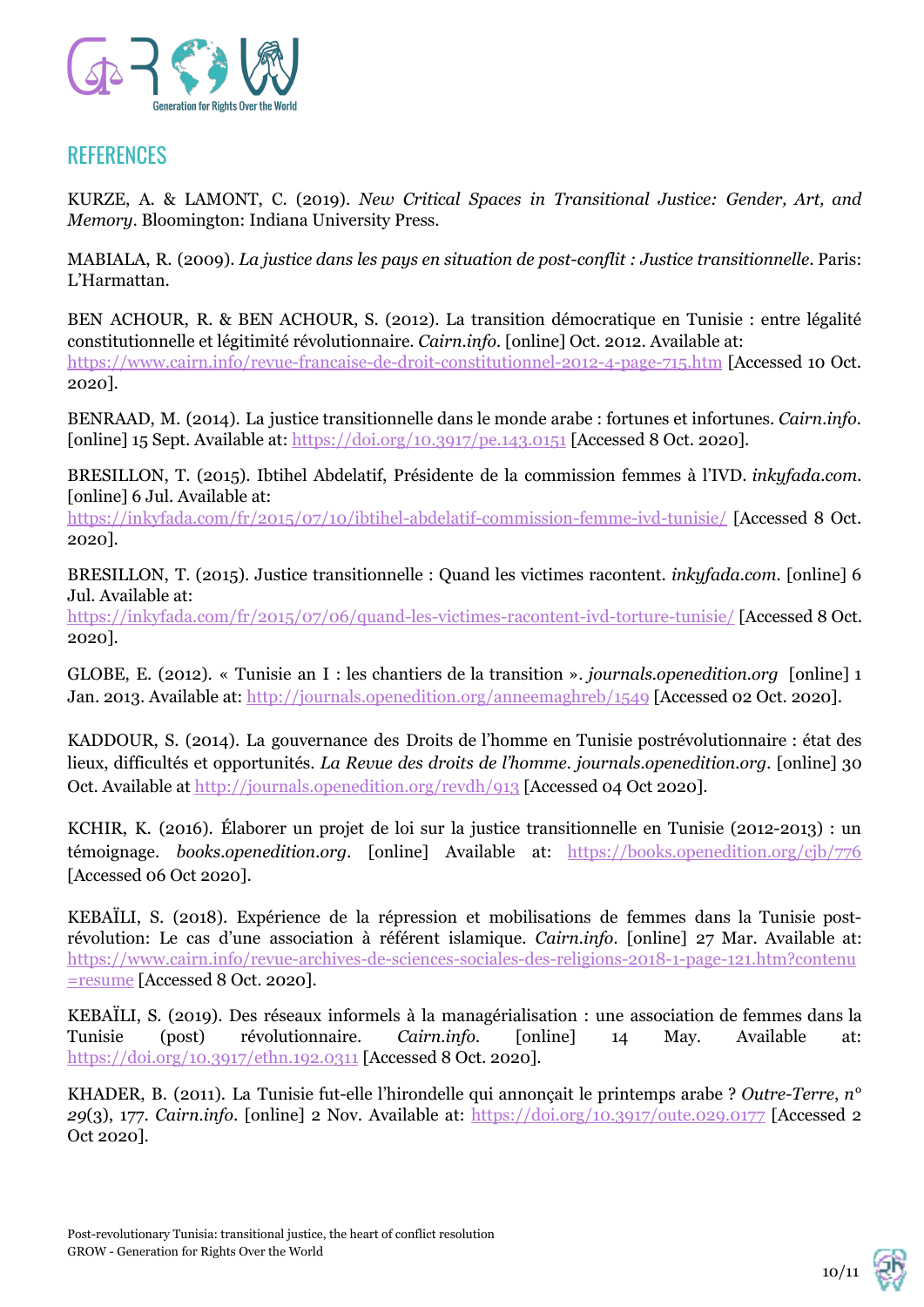## REFERENCES

KURZE, A. & LAMONT, C. (2019). *New Critical Spaces in Transitional Justice: Gender, Art, and Memory*. Bloomington: Indiana University Press.

MABIALA, R. (2009). *La justice dans les pays en situation de post-conflit : Justice transitionnelle*. Paris: L'Harmattan.

BEN ACHOUR, R. & BEN ACHOUR, S. (2012). La transition démocratique en Tunisie : entre légalité constitutionnelle et légitimité révolutionnaire. *Cairn.info*. [online] Oct. 2012. Available at: https://www.cairn.info/revue-francaise-de-droit-constitutionnel-2012-4-page-715.htm [Accessed 10 Oct. 2020].

BENRAAD, M. (2014). La justice transitionnelle dans le monde arabe : fortunes et infortunes. *Cairn.info*. [online] 15 Sept. Available at: https://doi.org/10.3917/pe.143.0151 [Accessed 8 Oct. 2020].

BRESILLON, T. (2015). Ibtihel Abdelatif, Présidente de la commission femmes à l'IVD. *inkyfada.com*. [online] 6 Jul. Available at: https://inkyfada.com/fr/2015/07/10/ibtihel-abdelatif-commission-femme-ivd-tunisie/ [Accessed 8 Oct. 2020].

BRESILLON, T. (2015). Justice transitionnelle : Quand les victimes racontent. *inkyfada.com*. [online] 6 Jul. Available at: https://inkyfada.com/fr/2015/07/06/quand-les-victimes-racontent-ivd-torture-tunisie/ [Accessed 8 Oct. 2020].

GLOBE, E. (2012). « Tunisie an I : les chantiers de la transition ». *journals.openedition.org* [online] 1 Jan. 2013. Available at: http://journals.openedition.org/anneemaghreb/1549 [Accessed 02 Oct. 2020].

KADDOUR, S. (2014). La gouvernance des Droits de l'homme en Tunisie postrévolutionnaire : état des lieux, difficultés et opportunités. *La Revue des droits de l'homme*. *journals.openedition.org*. [online] 30 Oct. Available at http://journals.openedition.org/revdh/913 [Accessed 04 Oct 2020].

KCHIR, K. (2016). Élaborer un projet de loi sur la justice transitionnelle en Tunisie (2012-2013) : un témoignage. *books.openedition.org*. [online] Available at: https://books.openedition.org/cjb/776 [Accessed 06 Oct 2020].

KEBAÏLI, S. (2018). Expérience de la répression et mobilisations de femmes dans la Tunisie post-révolution: Le cas d'une association à référent islamique. *Cairn.info*. [online] 27 Mar. Available at: https://www.cairn.info/revue-archives-de-sciences-sociales-des-religions-2018-1-page-121.htm?contenu=resume [Accessed 8 Oct. 2020].

KEBAÏLI, S. (2019). Des réseaux informels à la managérialisation : une association de femmes dans la Tunisie (post) révolutionnaire. *Cairn.info*. [online] 14 May. Available at: https://doi.org/10.3917/ethn.192.0311 [Accessed 8 Oct. 2020].

KHADER, B. (2011). La Tunisie fut-elle l'hirondelle qui annonçait le printemps arabe ? *Outre-Terre*, *n° 29*(3), 177. *Cairn.info*. [online] 2 Nov. Available at: https://doi.org/10.3917/oute.029.0177 [Accessed 2 Oct 2020].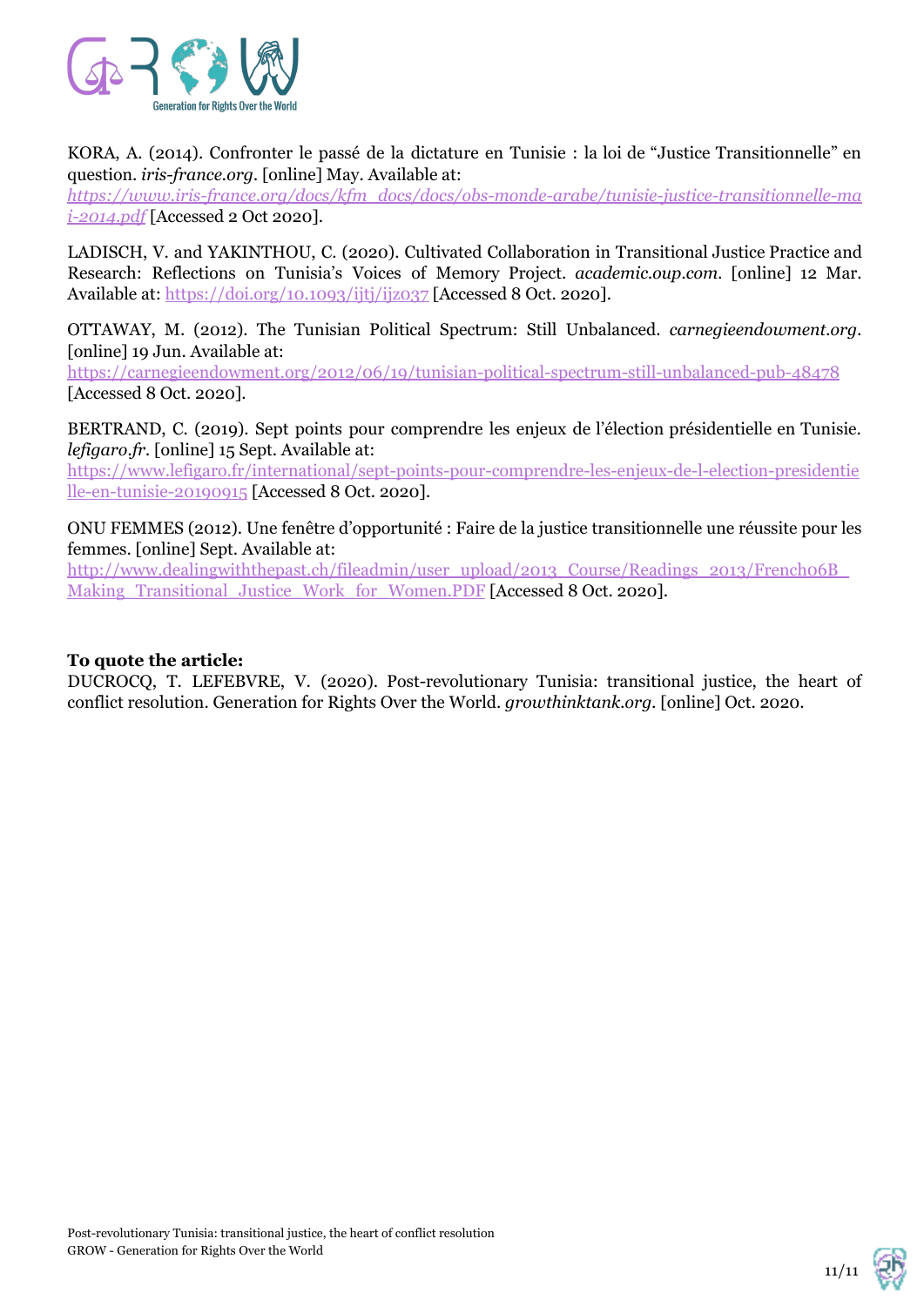KORA, A. (2014). Confronter le passé de la dictature en Tunisie : la loi de "Justice Transitionnelle" en question. *iris-france.org*. [online] May. Available at: *https://www.iris-france.org/docs/kfm_docs/docs/obs-monde-arabe/tunisie-justice-transitionnelle-mai-2014.pdf* [Accessed 2 Oct 2020].

LADISCH, V. and YAKINTHOU, C. (2020). Cultivated Collaboration in Transitional Justice Practice and Research: Reflections on Tunisia's Voices of Memory Project. *academic.oup.com*. [online] 12 Mar. Available at: https://doi.org/10.1093/ijtj/ijz037 [Accessed 8 Oct. 2020].

OTTAWAY, M. (2012). The Tunisian Political Spectrum: Still Unbalanced. *carnegieendowment.org*. [online] 19 Jun. Available at: https://carnegieendowment.org/2012/06/19/tunisian-political-spectrum-still-unbalanced-pub-48478 [Accessed 8 Oct. 2020].

BERTRAND, C. (2019). Sept points pour comprendre les enjeux de l'élection présidentielle en Tunisie. *lefigaro.fr*. [online] 15 Sept. Available at: https://www.lefigaro.fr/international/sept-points-pour-comprendre-les-enjeux-de-l-election-presidentielle-en-tunisie-20190915 [Accessed 8 Oct. 2020].

ONU FEMMES (2012). Une fenêtre d'opportunité : Faire de la justice transitionnelle une réussite pour les femmes. [online] Sept. Available at: http://www.dealingwiththepast.ch/fileadmin/user_upload/2013_Course/Readings_2013/French06B_Making_Transitional_Justice_Work_for_Women.PDF [Accessed 8 Oct. 2020].

**To quote the article:**
DUCROCQ, T. LEFEBVRE, V. (2020). Post-revolutionary Tunisia: transitional justice, the heart of conflict resolution. Generation for Rights Over the World. *growthinktank.org*. [online] Oct. 2020.